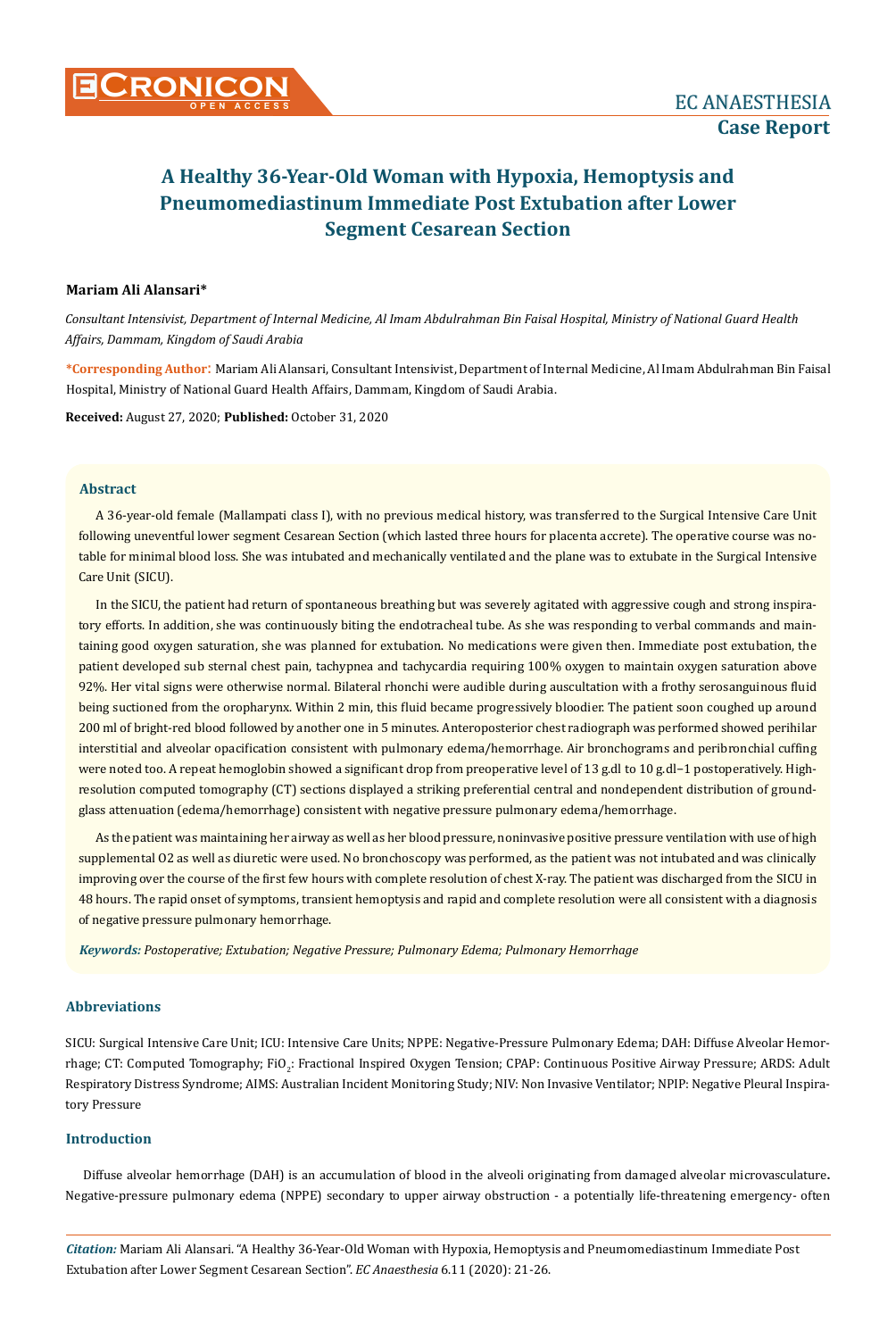# A Healthy 36-Year-Old Woman with Hypoxia, Hemoptysis and Pneumomediastinum Immediate Post Extubation after Lower Segment Cesarean Section

**Mariam Ali Alansari***

*Consultant Intensivist, Department of Internal Medicine, Al Imam Abdulrahman Bin Faisal Hospital, Ministry of National Guard Health Affairs, Dammam, Kingdom of Saudi Arabia*

**\*Corresponding Author**: Mariam Ali Alansari, Consultant Intensivist, Department of Internal Medicine, Al Imam Abdulrahman Bin Faisal Hospital, Ministry of National Guard Health Affairs, Dammam, Kingdom of Saudi Arabia.

**Received:** August 27, 2020; **Published:** October 31, 2020

## Abstract

A 36-year-old female (Mallampati class I), with no previous medical history, was transferred to the Surgical Intensive Care Unit following uneventful lower segment Cesarean Section (which lasted three hours for placenta accrete). The operative course was notable for minimal blood loss. She was intubated and mechanically ventilated and the plane was to extubate in the Surgical Intensive Care Unit (SICU).

In the SICU, the patient had return of spontaneous breathing but was severely agitated with aggressive cough and strong inspiratory efforts. In addition, she was continuously biting the endotracheal tube. As she was responding to verbal commands and maintaining good oxygen saturation, she was planned for extubation. No medications were given then. Immediate post extubation, the patient developed sub sternal chest pain, tachypnea and tachycardia requiring 100% oxygen to maintain oxygen saturation above 92%. Her vital signs were otherwise normal. Bilateral rhonchi were audible during auscultation with a frothy serosanguinous fluid being suctioned from the oropharynx. Within 2 min, this fluid became progressively bloodier. The patient soon coughed up around 200 ml of bright-red blood followed by another one in 5 minutes. Anteroposterior chest radiograph was performed showed perihilar interstitial and alveolar opacification consistent with pulmonary edema/hemorrhage. Air bronchograms and peribronchial cuffing were noted too. A repeat hemoglobin showed a significant drop from preoperative level of 13 g.dl to 10 g.dl−1 postoperatively. High-resolution computed tomography (CT) sections displayed a striking preferential central and nondependent distribution of ground-glass attenuation (edema/hemorrhage) consistent with negative pressure pulmonary edema/hemorrhage.

As the patient was maintaining her airway as well as her blood pressure, noninvasive positive pressure ventilation with use of high supplemental O2 as well as diuretic were used. No bronchoscopy was performed, as the patient was not intubated and was clinically improving over the course of the first few hours with complete resolution of chest X-ray. The patient was discharged from the SICU in 48 hours. The rapid onset of symptoms, transient hemoptysis and rapid and complete resolution were all consistent with a diagnosis of negative pressure pulmonary hemorrhage.

***Keywords:*** *Postoperative; Extubation; Negative Pressure; Pulmonary Edema; Pulmonary Hemorrhage*

## Abbreviations

SICU: Surgical Intensive Care Unit; ICU: Intensive Care Units; NPPE: Negative-Pressure Pulmonary Edema; DAH: Diffuse Alveolar Hemorrhage; CT: Computed Tomography; $FiO_2$: Fractional Inspired Oxygen Tension; CPAP: Continuous Positive Airway Pressure; ARDS: Adult Respiratory Distress Syndrome; AIMS: Australian Incident Monitoring Study; NIV: Non Invasive Ventilator; NPIP: Negative Pleural Inspiratory Pressure

## Introduction

Diffuse alveolar hemorrhage (DAH) is an accumulation of blood in the alveoli originating from damaged alveolar microvasculature**.** Negative-pressure pulmonary edema (NPPE) secondary to upper airway obstruction - a potentially life-threatening emergency- often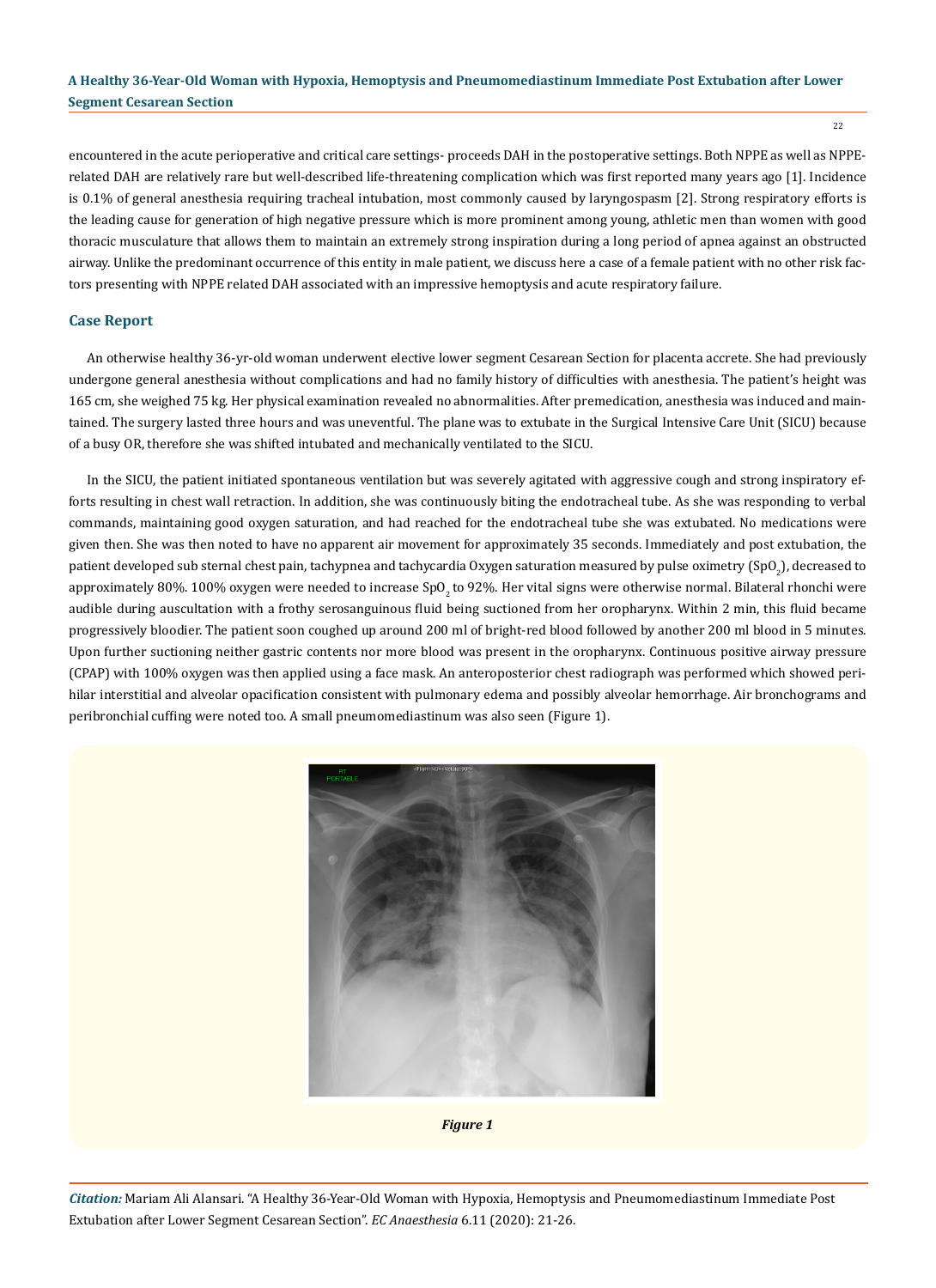encountered in the acute perioperative and critical care settings- proceeds DAH in the postoperative settings. Both NPPE as well as NPPE-related DAH are relatively rare but well-described life-threatening complication which was first reported many years ago [1]. Incidence is 0.1% of general anesthesia requiring tracheal intubation, most commonly caused by laryngospasm [2]. Strong respiratory efforts is the leading cause for generation of high negative pressure which is more prominent among young, athletic men than women with good thoracic musculature that allows them to maintain an extremely strong inspiration during a long period of apnea against an obstructed airway. Unlike the predominant occurrence of this entity in male patient, we discuss here a case of a female patient with no other risk factors presenting with NPPE related DAH associated with an impressive hemoptysis and acute respiratory failure.

## Case Report

An otherwise healthy 36-yr-old woman underwent elective lower segment Cesarean Section for placenta accrete. She had previously undergone general anesthesia without complications and had no family history of difficulties with anesthesia. The patient's height was 165 cm, she weighed 75 kg. Her physical examination revealed no abnormalities. After premedication, anesthesia was induced and maintained. The surgery lasted three hours and was uneventful. The plane was to extubate in the Surgical Intensive Care Unit (SICU) because of a busy OR, therefore she was shifted intubated and mechanically ventilated to the SICU.

In the SICU, the patient initiated spontaneous ventilation but was severely agitated with aggressive cough and strong inspiratory efforts resulting in chest wall retraction. In addition, she was continuously biting the endotracheal tube. As she was responding to verbal commands, maintaining good oxygen saturation, and had reached for the endotracheal tube she was extubated. No medications were given then. She was then noted to have no apparent air movement for approximately 35 seconds. Immediately and post extubation, the patient developed sub sternal chest pain, tachypnea and tachycardia Oxygen saturation measured by pulse oximetry ($SpO_2$), decreased to approximately 80%. 100% oxygen were needed to increase $SpO_2$ to 92%. Her vital signs were otherwise normal. Bilateral rhonchi were audible during auscultation with a frothy serosanguinous fluid being suctioned from her oropharynx. Within 2 min, this fluid became progressively bloodier. The patient soon coughed up around 200 ml of bright-red blood followed by another 200 ml blood in 5 minutes. Upon further suctioning neither gastric contents nor more blood was present in the oropharynx. Continuous positive airway pressure (CPAP) with 100% oxygen was then applied using a face mask. An anteroposterior chest radiograph was performed which showed perihilar interstitial and alveolar opacification consistent with pulmonary edema and possibly alveolar hemorrhage. Air bronchograms and peribronchial cuffing were noted too. A small pneumomediastinum was also seen (Figure 1).

*Figure 1*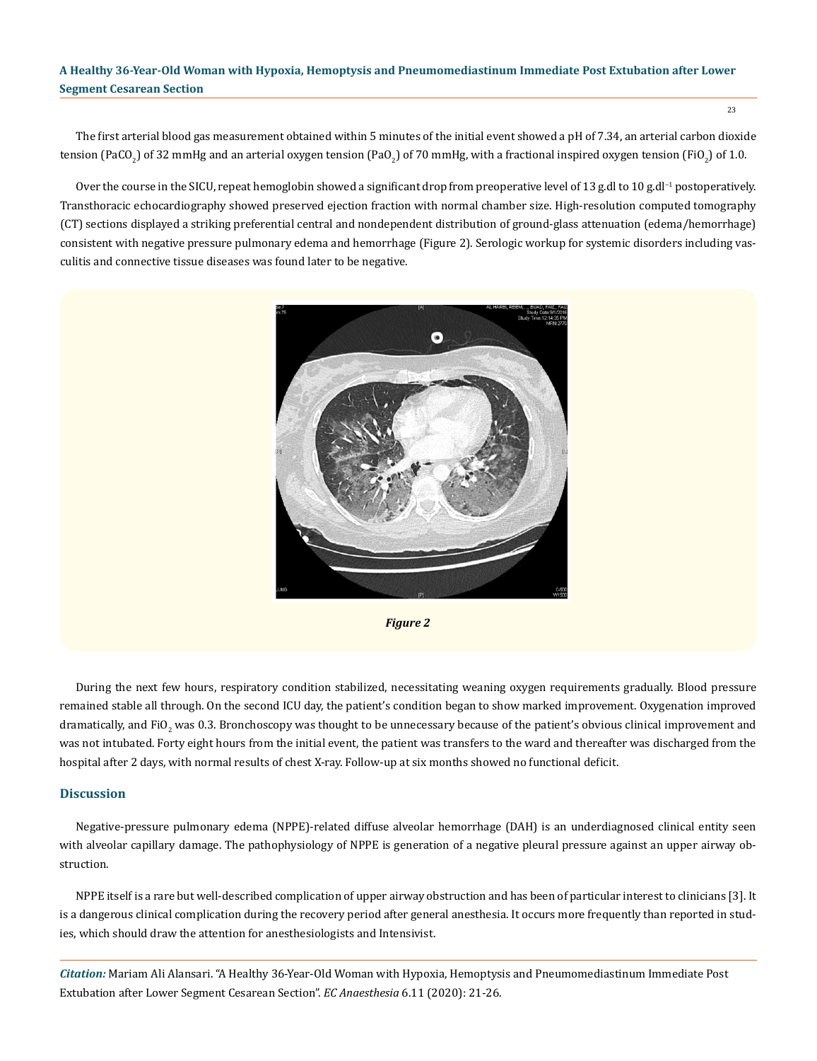The first arterial blood gas measurement obtained within 5 minutes of the initial event showed a pH of 7.34, an arterial carbon dioxide tension ($PaCO_2$) of 32 mmHg and an arterial oxygen tension ($PaO_2$) of 70 mmHg, with a fractional inspired oxygen tension ($FiO_2$) of 1.0.

Over the course in the SICU, repeat hemoglobin showed a significant drop from preoperative level of 13 g.dl to 10 $g.dl^{-1}$ postoperatively. Transthoracic echocardiography showed preserved ejection fraction with normal chamber size. High-resolution computed tomography (CT) sections displayed a striking preferential central and nondependent distribution of ground-glass attenuation (edema/hemorrhage) consistent with negative pressure pulmonary edema and hemorrhage (Figure 2). Serologic workup for systemic disorders including vasculitis and connective tissue diseases was found later to be negative.

*Figure 2*

During the next few hours, respiratory condition stabilized, necessitating weaning oxygen requirements gradually. Blood pressure remained stable all through. On the second ICU day, the patient's condition began to show marked improvement. Oxygenation improved dramatically, and $FiO_2$ was 0.3. Bronchoscopy was thought to be unnecessary because of the patient's obvious clinical improvement and was not intubated. Forty eight hours from the initial event, the patient was transfers to the ward and thereafter was discharged from the hospital after 2 days, with normal results of chest X-ray. Follow-up at six months showed no functional deficit.

## Discussion

Negative-pressure pulmonary edema (NPPE)-related diffuse alveolar hemorrhage (DAH) is an underdiagnosed clinical entity seen with alveolar capillary damage. The pathophysiology of NPPE is generation of a negative pleural pressure against an upper airway obstruction.

NPPE itself is a rare but well-described complication of upper airway obstruction and has been of particular interest to clinicians [3]. It is a dangerous clinical complication during the recovery period after general anesthesia. It occurs more frequently than reported in studies, which should draw the attention for anesthesiologists and Intensivist.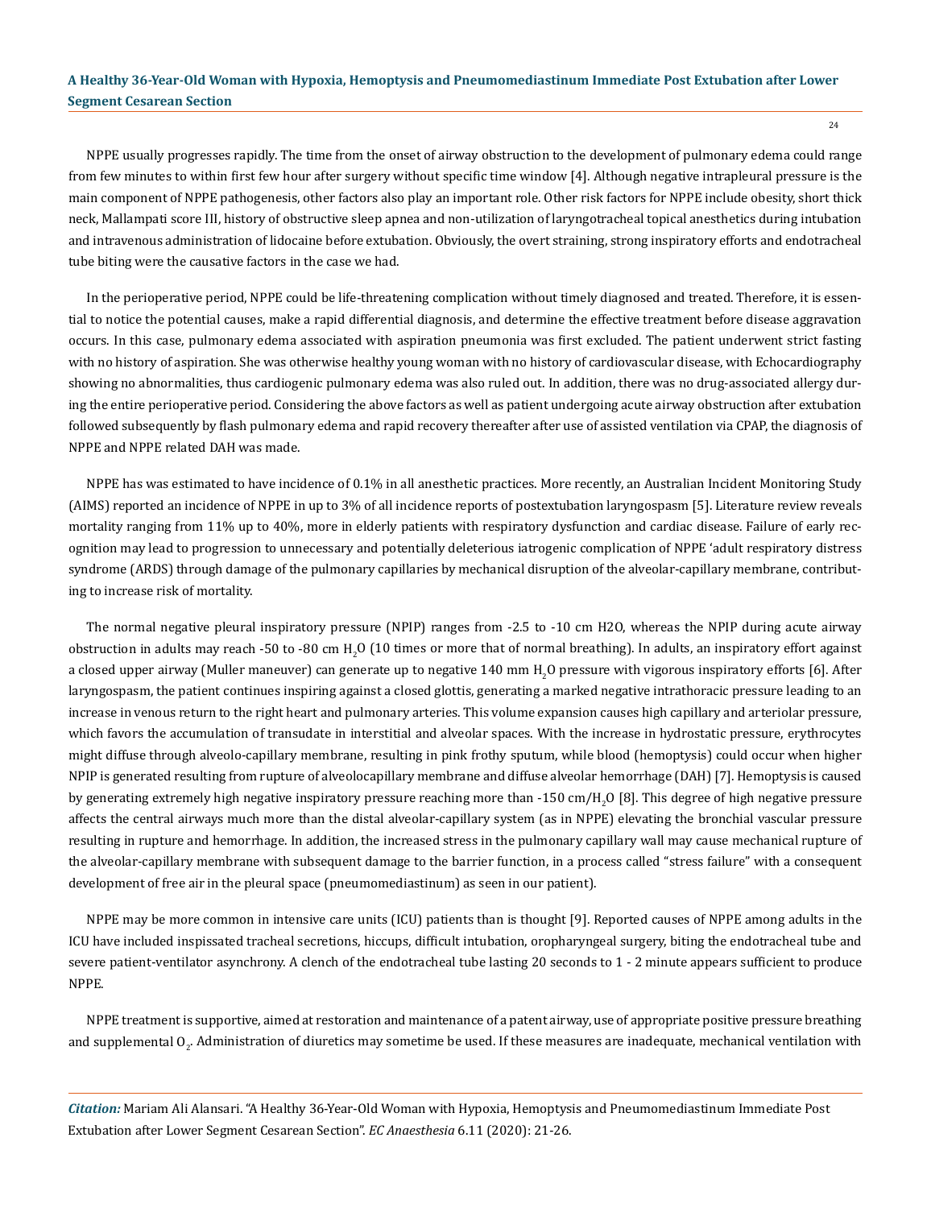NPPE usually progresses rapidly. The time from the onset of airway obstruction to the development of pulmonary edema could range from few minutes to within first few hour after surgery without specific time window [4]. Although negative intrapleural pressure is the main component of NPPE pathogenesis, other factors also play an important role. Other risk factors for NPPE include obesity, short thick neck, Mallampati score III, history of obstructive sleep apnea and non-utilization of laryngotracheal topical anesthetics during intubation and intravenous administration of lidocaine before extubation. Obviously, the overt straining, strong inspiratory efforts and endotracheal tube biting were the causative factors in the case we had.

In the perioperative period, NPPE could be life-threatening complication without timely diagnosed and treated. Therefore, it is essential to notice the potential causes, make a rapid differential diagnosis, and determine the effective treatment before disease aggravation occurs. In this case, pulmonary edema associated with aspiration pneumonia was first excluded. The patient underwent strict fasting with no history of aspiration. She was otherwise healthy young woman with no history of cardiovascular disease, with Echocardiography showing no abnormalities, thus cardiogenic pulmonary edema was also ruled out. In addition, there was no drug-associated allergy during the entire perioperative period. Considering the above factors as well as patient undergoing acute airway obstruction after extubation followed subsequently by flash pulmonary edema and rapid recovery thereafter after use of assisted ventilation via CPAP, the diagnosis of NPPE and NPPE related DAH was made.

NPPE has was estimated to have incidence of 0.1% in all anesthetic practices. More recently, an Australian Incident Monitoring Study (AIMS) reported an incidence of NPPE in up to 3% of all incidence reports of postextubation laryngospasm [5]. Literature review reveals mortality ranging from 11% up to 40%, more in elderly patients with respiratory dysfunction and cardiac disease. Failure of early recognition may lead to progression to unnecessary and potentially deleterious iatrogenic complication of NPPE 'adult respiratory distress syndrome (ARDS) through damage of the pulmonary capillaries by mechanical disruption of the alveolar-capillary membrane, contributing to increase risk of mortality.

The normal negative pleural inspiratory pressure (NPIP) ranges from -2.5 to -10 cm H2O, whereas the NPIP during acute airway obstruction in adults may reach -50 to -80 cm $H_2O$ (10 times or more that of normal breathing). In adults, an inspiratory effort against a closed upper airway (Muller maneuver) can generate up to negative 140 mm $H_2O$ pressure with vigorous inspiratory efforts [6]. After laryngospasm, the patient continues inspiring against a closed glottis, generating a marked negative intrathoracic pressure leading to an increase in venous return to the right heart and pulmonary arteries. This volume expansion causes high capillary and arteriolar pressure, which favors the accumulation of transudate in interstitial and alveolar spaces. With the increase in hydrostatic pressure, erythrocytes might diffuse through alveolo-capillary membrane, resulting in pink frothy sputum, while blood (hemoptysis) could occur when higher NPIP is generated resulting from rupture of alveolocapillary membrane and diffuse alveolar hemorrhage (DAH) [7]. Hemoptysis is caused by generating extremely high negative inspiratory pressure reaching more than -150 cm/$H_2O$ [8]. This degree of high negative pressure affects the central airways much more than the distal alveolar-capillary system (as in NPPE) elevating the bronchial vascular pressure resulting in rupture and hemorrhage. In addition, the increased stress in the pulmonary capillary wall may cause mechanical rupture of the alveolar-capillary membrane with subsequent damage to the barrier function, in a process called "stress failure" with a consequent development of free air in the pleural space (pneumomediastinum) as seen in our patient).

NPPE may be more common in intensive care units (ICU) patients than is thought [9]. Reported causes of NPPE among adults in the ICU have included inspissated tracheal secretions, hiccups, difficult intubation, oropharyngeal surgery, biting the endotracheal tube and severe patient-ventilator asynchrony. A clench of the endotracheal tube lasting 20 seconds to 1 - 2 minute appears sufficient to produce NPPE.

NPPE treatment is supportive, aimed at restoration and maintenance of a patent airway, use of appropriate positive pressure breathing and supplemental $O_2$. Administration of diuretics may sometime be used. If these measures are inadequate, mechanical ventilation with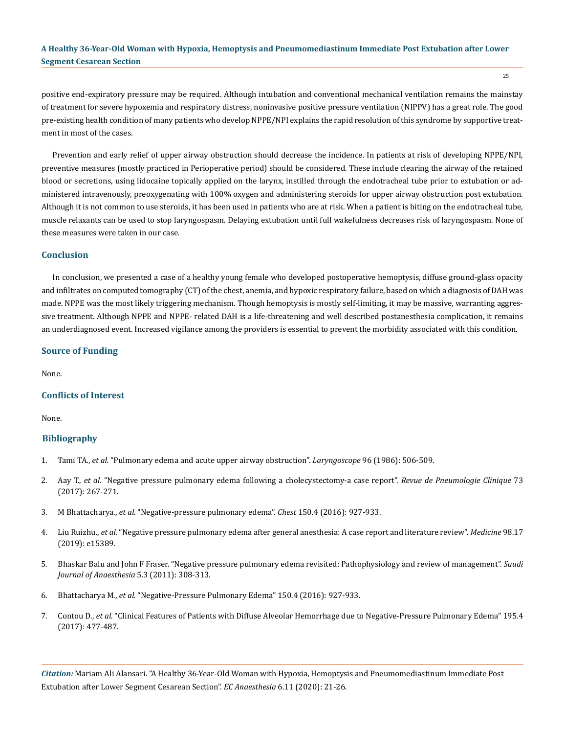positive end-expiratory pressure may be required. Although intubation and conventional mechanical ventilation remains the mainstay of treatment for severe hypoxemia and respiratory distress, noninvasive positive pressure ventilation (NIPPV) has a great role. The good pre-existing health condition of many patients who develop NPPE/NPI explains the rapid resolution of this syndrome by supportive treatment in most of the cases.

Prevention and early relief of upper airway obstruction should decrease the incidence. In patients at risk of developing NPPE/NPI, preventive measures (mostly practiced in Perioperative period) should be considered. These include clearing the airway of the retained blood or secretions, using lidocaine topically applied on the larynx, instilled through the endotracheal tube prior to extubation or administered intravenously, preoxygenating with 100% oxygen and administering steroids for upper airway obstruction post extubation. Although it is not common to use steroids, it has been used in patients who are at risk. When a patient is biting on the endotracheal tube, muscle relaxants can be used to stop laryngospasm. Delaying extubation until full wakefulness decreases risk of laryngospasm. None of these measures were taken in our case.

## Conclusion

In conclusion, we presented a case of a healthy young female who developed postoperative hemoptysis, diffuse ground-glass opacity and infiltrates on computed tomography (CT) of the chest, anemia, and hypoxic respiratory failure, based on which a diagnosis of DAH was made. NPPE was the most likely triggering mechanism. Though hemoptysis is mostly self-limiting, it may be massive, warranting aggressive treatment. Although NPPE and NPPE- related DAH is a life-threatening and well described postanesthesia complication, it remains an underdiagnosed event. Increased vigilance among the providers is essential to prevent the morbidity associated with this condition.

## Source of Funding

None.

## Conflicts of Interest

None.

## Bibliography

1. Tami TA., *et al.* "Pulmonary edema and acute upper airway obstruction". *Laryngoscope* 96 (1986): 506-509.
2. Aay T., *et al.* "Negative pressure pulmonary edema following a cholecystectomy-a case report". *Revue de Pneumologie Clinique* 73 (2017): 267-271.
3. M Bhattacharya., *et al.* "Negative-pressure pulmonary edema". *Chest* 150.4 (2016): 927-933.
4. Liu Ruizhu., *et al.* "Negative pressure pulmonary edema after general anesthesia: A case report and literature review". *Medicine* 98.17 (2019): e15389.
5. Bhaskar Balu and John F Fraser. "Negative pressure pulmonary edema revisited: Pathophysiology and review of management". *Saudi Journal of Anaesthesia* 5.3 (2011): 308-313.
6. Bhattacharya M., *et al.* "Negative-Pressure Pulmonary Edema" 150.4 (2016): 927-933.
7. Contou D., *et al.* "Clinical Features of Patients with Diffuse Alveolar Hemorrhage due to Negative-Pressure Pulmonary Edema" 195.4 (2017): 477-487.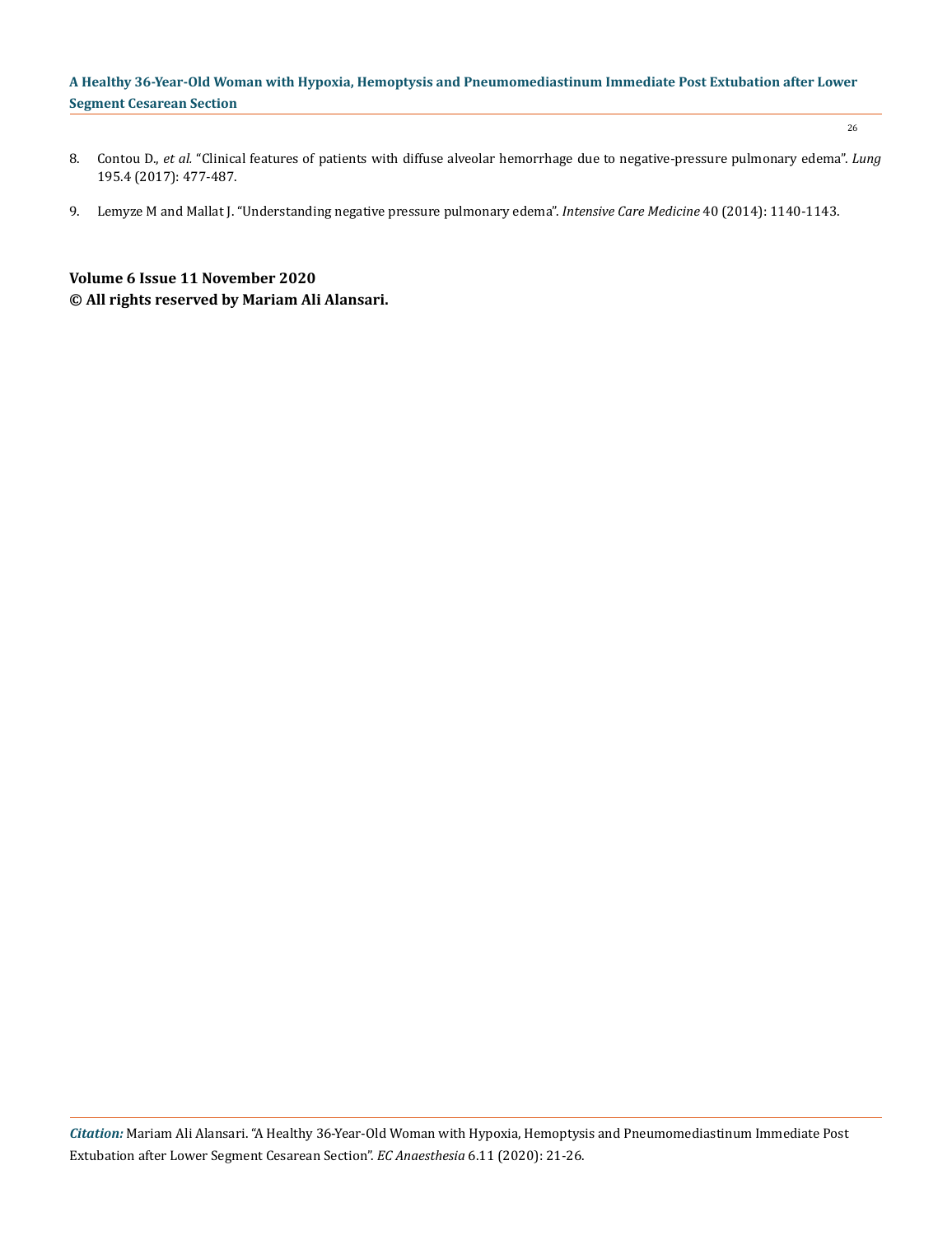8. Contou D., *et al*. "Clinical features of patients with diffuse alveolar hemorrhage due to negative-pressure pulmonary edema". *Lung* 195.4 (2017): 477-487.

9. Lemyze M and Mallat J. "Understanding negative pressure pulmonary edema". *Intensive Care Medicine* 40 (2014): 1140-1143.

**Volume 6 Issue 11 November 2020**
**© All rights reserved by Mariam Ali Alansari.**